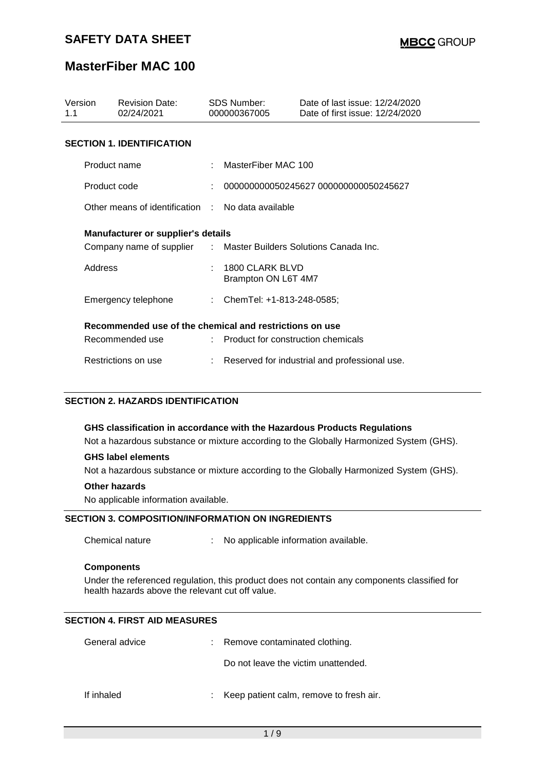# SAFETY DATA SHEET

MBCC GROUP

## MasterFiber MAC 100

| Version | Revision Date: | SDS Number: | Date of last issue: 12/24/2020 |
|---|---|---|---|
| 1.1 | 02/24/2021 | 000000367005 | Date of first issue: 12/24/2020 |

### SECTION 1. IDENTIFICATION

Product name : MasterFiber MAC 100

Product code : 000000000050245627 000000000050245627

Other means of identification : No data available

**Manufacturer or supplier's details**

Company name of supplier : Master Builders Solutions Canada Inc.

Address : 1800 CLARK BLVD
Brampton ON L6T 4M7

Emergency telephone : ChemTel: +1-813-248-0585;

**Recommended use of the chemical and restrictions on use**

Recommended use : Product for construction chemicals

Restrictions on use : Reserved for industrial and professional use.

### SECTION 2. HAZARDS IDENTIFICATION

**GHS classification in accordance with the Hazardous Products Regulations**

Not a hazardous substance or mixture according to the Globally Harmonized System (GHS).

**GHS label elements**

Not a hazardous substance or mixture according to the Globally Harmonized System (GHS).

**Other hazards**

No applicable information available.

### SECTION 3. COMPOSITION/INFORMATION ON INGREDIENTS

Chemical nature : No applicable information available.

**Components**

Under the referenced regulation, this product does not contain any components classified for health hazards above the relevant cut off value.

### SECTION 4. FIRST AID MEASURES

General advice : Remove contaminated clothing.

Do not leave the victim unattended.

If inhaled : Keep patient calm, remove to fresh air.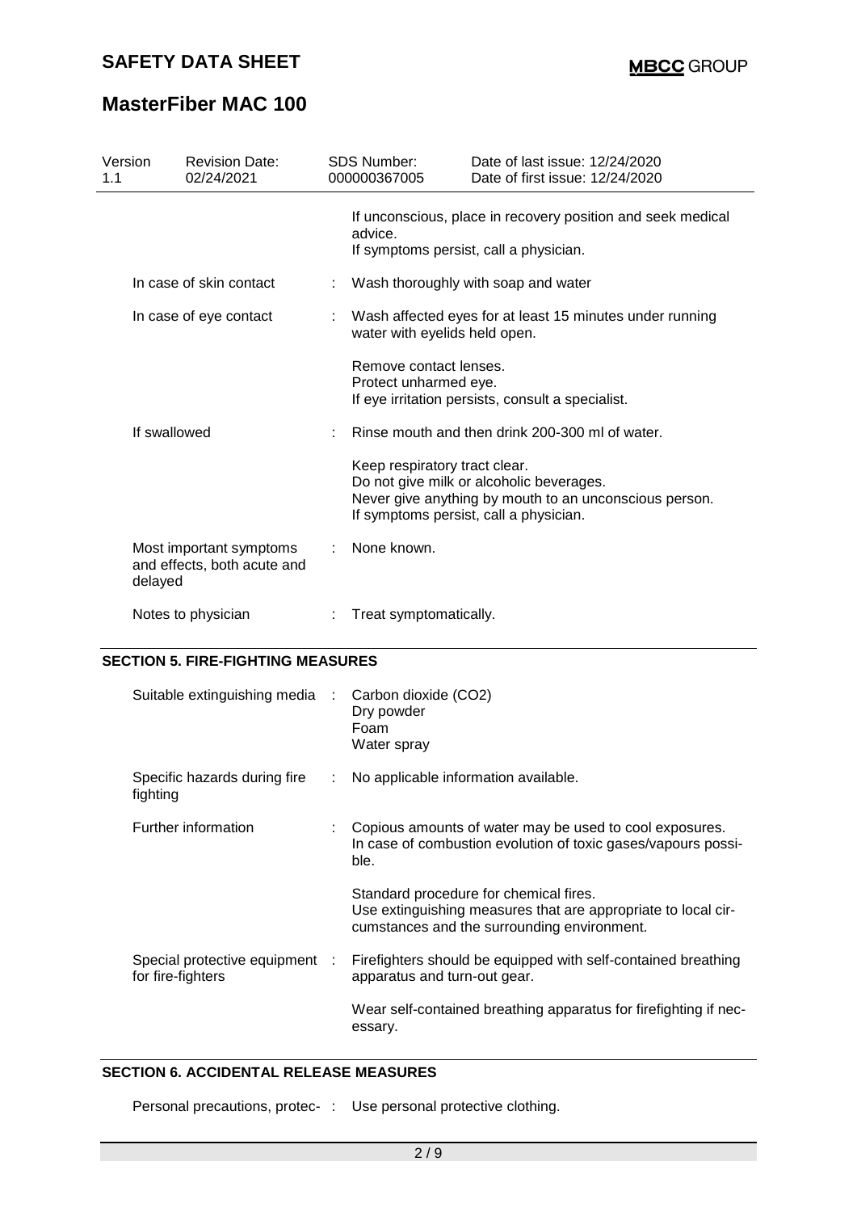| | | |
|---|---|---|
| | | If unconscious, place in recovery position and seek medical advice.<br>If symptoms persist, call a physician. |
| In case of skin contact | : | Wash thoroughly with soap and water |
| In case of eye contact | : | Wash affected eyes for at least 15 minutes under running water with eyelids held open.<br><br>Remove contact lenses.<br>Protect unharmed eye.<br>If eye irritation persists, consult a specialist. |
| If swallowed | : | Rinse mouth and then drink 200-300 ml of water.<br><br>Keep respiratory tract clear.<br>Do not give milk or alcoholic beverages.<br>Never give anything by mouth to an unconscious person.<br>If symptoms persist, call a physician. |
| Most important symptoms and effects, both acute and delayed | : | None known. |
| Notes to physician | : | Treat symptomatically. |

## SECTION 5. FIRE-FIGHTING MEASURES

| | | |
|---|---|---|
| Suitable extinguishing media | : | Carbon dioxide ($CO_2$)<br>Dry powder<br>Foam<br>Water spray |
| Specific hazards during fire fighting | : | No applicable information available. |
| Further information | : | Copious amounts of water may be used to cool exposures.<br>In case of combustion evolution of toxic gases/vapours possible.<br><br>Standard procedure for chemical fires.<br>Use extinguishing measures that are appropriate to local circumstances and the surrounding environment. |
| Special protective equipment for fire-fighters | : | Firefighters should be equipped with self-contained breathing apparatus and turn-out gear.<br><br>Wear self-contained breathing apparatus for firefighting if necessary. |

## SECTION 6. ACCIDENTAL RELEASE MEASURES

| | | |
|---|---|---|
| Personal precautions, protec- | : | Use personal protective clothing. |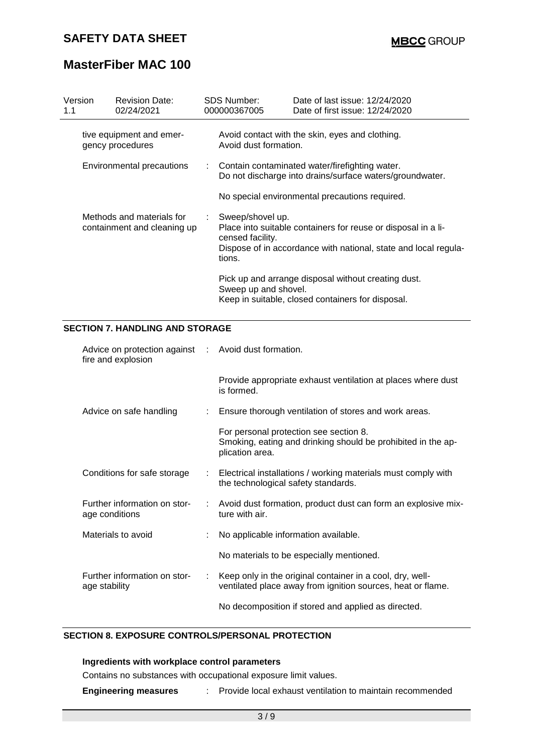| Version 1.1 | Revision Date: 02/24/2021 | SDS Number: 000000367005 | Date of last issue: 12/24/2020 Date of first issue: 12/24/2020 |
|---|---|---|---|

tive equipment and emergency procedures : Avoid contact with the skin, eyes and clothing. Avoid dust formation.

Environmental precautions : Contain contaminated water/firefighting water. Do not discharge into drains/surface waters/groundwater.

No special environmental precautions required.

Methods and materials for containment and cleaning up : Sweep/shovel up. Place into suitable containers for reuse or disposal in a licensed facility. Dispose of in accordance with national, state and local regulations.

Pick up and arrange disposal without creating dust. Sweep up and shovel. Keep in suitable, closed containers for disposal.

## SECTION 7. HANDLING AND STORAGE

Advice on protection against fire and explosion : Avoid dust formation.

Provide appropriate exhaust ventilation at places where dust is formed.

Advice on safe handling : Ensure thorough ventilation of stores and work areas.

For personal protection see section 8. Smoking, eating and drinking should be prohibited in the application area.

Conditions for safe storage : Electrical installations / working materials must comply with the technological safety standards.

Further information on storage conditions : Avoid dust formation, product dust can form an explosive mixture with air.

Materials to avoid : No applicable information available.

No materials to be especially mentioned.

Further information on storage stability : Keep only in the original container in a cool, dry, well-ventilated place away from ignition sources, heat or flame.

No decomposition if stored and applied as directed.

## SECTION 8. EXPOSURE CONTROLS/PERSONAL PROTECTION

**Ingredients with workplace control parameters**

Contains no substances with occupational exposure limit values.

**Engineering measures** : Provide local exhaust ventilation to maintain recommended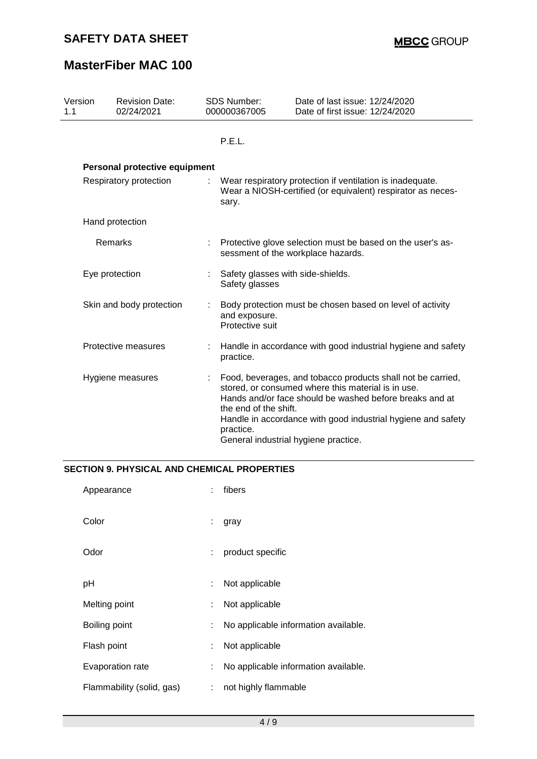| Version | Revision Date: | SDS Number: | Date of last issue: 12/24/2020 |
| --- | --- | --- | --- |
| 1.1 | 02/24/2021 | 000000367005 | Date of first issue: 12/24/2020 |

P.E.L.

**Personal protective equipment**

| | | |
| --- | --- | --- |
| Respiratory protection | : | Wear respiratory protection if ventilation is inadequate.<br>Wear a NIOSH-certified (or equivalent) respirator as necessary. |
| Hand protection | | |
| Remarks | : | Protective glove selection must be based on the user's assessment of the workplace hazards. |
| Eye protection | : | Safety glasses with side-shields.<br>Safety glasses |
| Skin and body protection | : | Body protection must be chosen based on level of activity and exposure.<br>Protective suit |
| Protective measures | : | Handle in accordance with good industrial hygiene and safety practice. |
| Hygiene measures | : | Food, beverages, and tobacco products shall not be carried, stored, or consumed where this material is in use.<br>Hands and/or face should be washed before breaks and at the end of the shift.<br>Handle in accordance with good industrial hygiene and safety practice.<br>General industrial hygiene practice. |

## SECTION 9. PHYSICAL AND CHEMICAL PROPERTIES

| | | |
| --- | --- | --- |
| Appearance | : | fibers |
| Color | : | gray |
| Odor | : | product specific |
| pH | : | Not applicable |
| Melting point | : | Not applicable |
| Boiling point | : | No applicable information available. |
| Flash point | : | Not applicable |
| Evaporation rate | : | No applicable information available. |
| Flammability (solid, gas) | : | not highly flammable |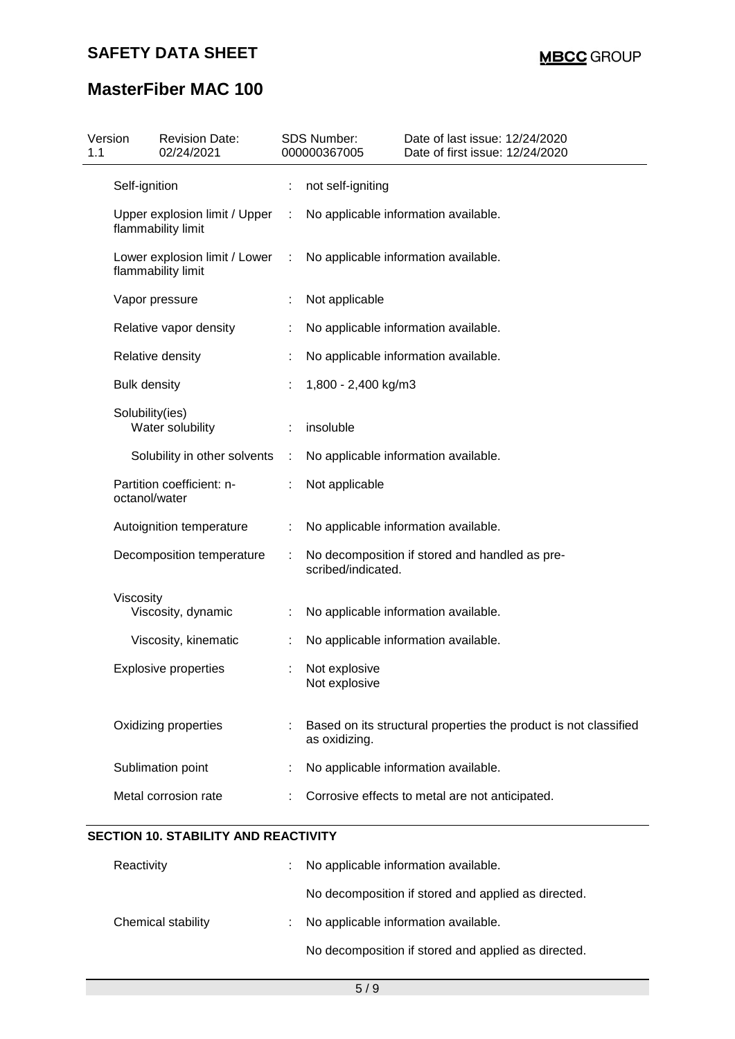| | | |
|---|---|---|
| Self-ignition | : | not self-igniting |
| Upper explosion limit / Upper flammability limit | : | No applicable information available. |
| Lower explosion limit / Lower flammability limit | : | No applicable information available. |
| Vapor pressure | : | Not applicable |
| Relative vapor density | : | No applicable information available. |
| Relative density | : | No applicable information available. |
| Bulk density | : | 1,800 - 2,400 kg/m3 |
| Solubility(ies)<br>Water solubility | : | insoluble |
| Solubility in other solvents | : | No applicable information available. |
| Partition coefficient: n-octanol/water | : | Not applicable |
| Autoignition temperature | : | No applicable information available. |
| Decomposition temperature | : | No decomposition if stored and handled as prescribed/indicated. |
| Viscosity<br>Viscosity, dynamic | : | No applicable information available. |
| Viscosity, kinematic | : | No applicable information available. |
| Explosive properties | : | Not explosive<br>Not explosive |
| Oxidizing properties | : | Based on its structural properties the product is not classified as oxidizing. |
| Sublimation point | : | No applicable information available. |
| Metal corrosion rate | : | Corrosive effects to metal are not anticipated. |

## SECTION 10. STABILITY AND REACTIVITY

| | | |
|---|---|---|
| Reactivity | : | No applicable information available.<br><br>No decomposition if stored and applied as directed. |
| Chemical stability | : | No applicable information available.<br><br>No decomposition if stored and applied as directed. |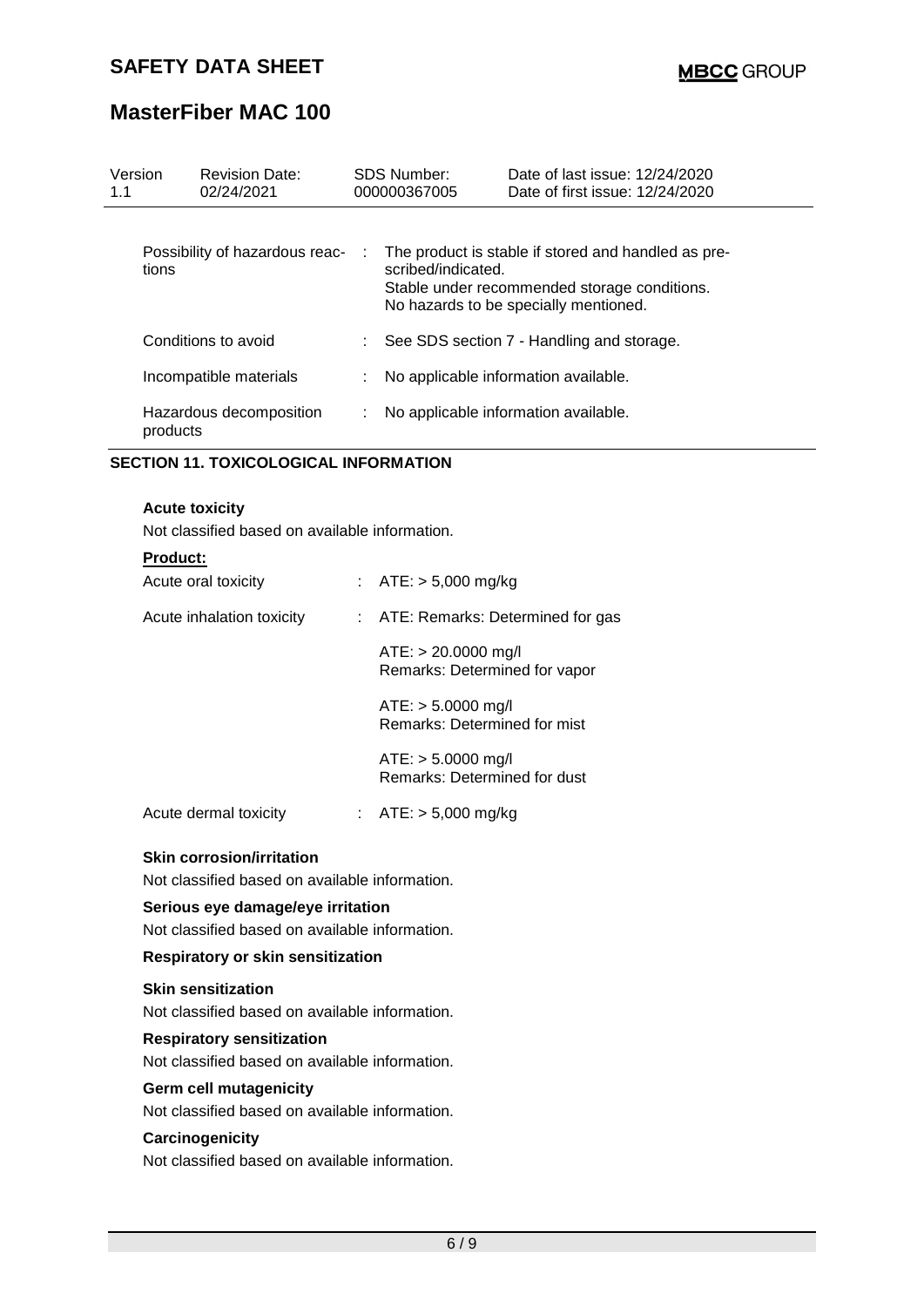| | | |
|---|---|---|
| Possibility of hazardous reactions | : | The product is stable if stored and handled as prescribed/indicated.<br>Stable under recommended storage conditions.<br>No hazards to be specially mentioned. |
| Conditions to avoid | : | See SDS section 7 - Handling and storage. |
| Incompatible materials | : | No applicable information available. |
| Hazardous decomposition products | : | No applicable information available. |

## SECTION 11. TOXICOLOGICAL INFORMATION

### Acute toxicity

Not classified based on available information.

**Product:**

| | | |
|---|---|---|
| Acute oral toxicity | : | ATE: > 5,000 mg/kg |
| Acute inhalation toxicity | : | ATE: Remarks: Determined for gas<br><br>ATE: > 20.0000 mg/l<br>Remarks: Determined for vapor<br><br>ATE: > 5.0000 mg/l<br>Remarks: Determined for mist<br><br>ATE: > 5.0000 mg/l<br>Remarks: Determined for dust |
| Acute dermal toxicity | : | ATE: > 5,000 mg/kg |

### Skin corrosion/irritation

Not classified based on available information.

### Serious eye damage/eye irritation

Not classified based on available information.

### Respiratory or skin sensitization

**Skin sensitization**

Not classified based on available information.

**Respiratory sensitization**

Not classified based on available information.

### Germ cell mutagenicity

Not classified based on available information.

### Carcinogenicity

Not classified based on available information.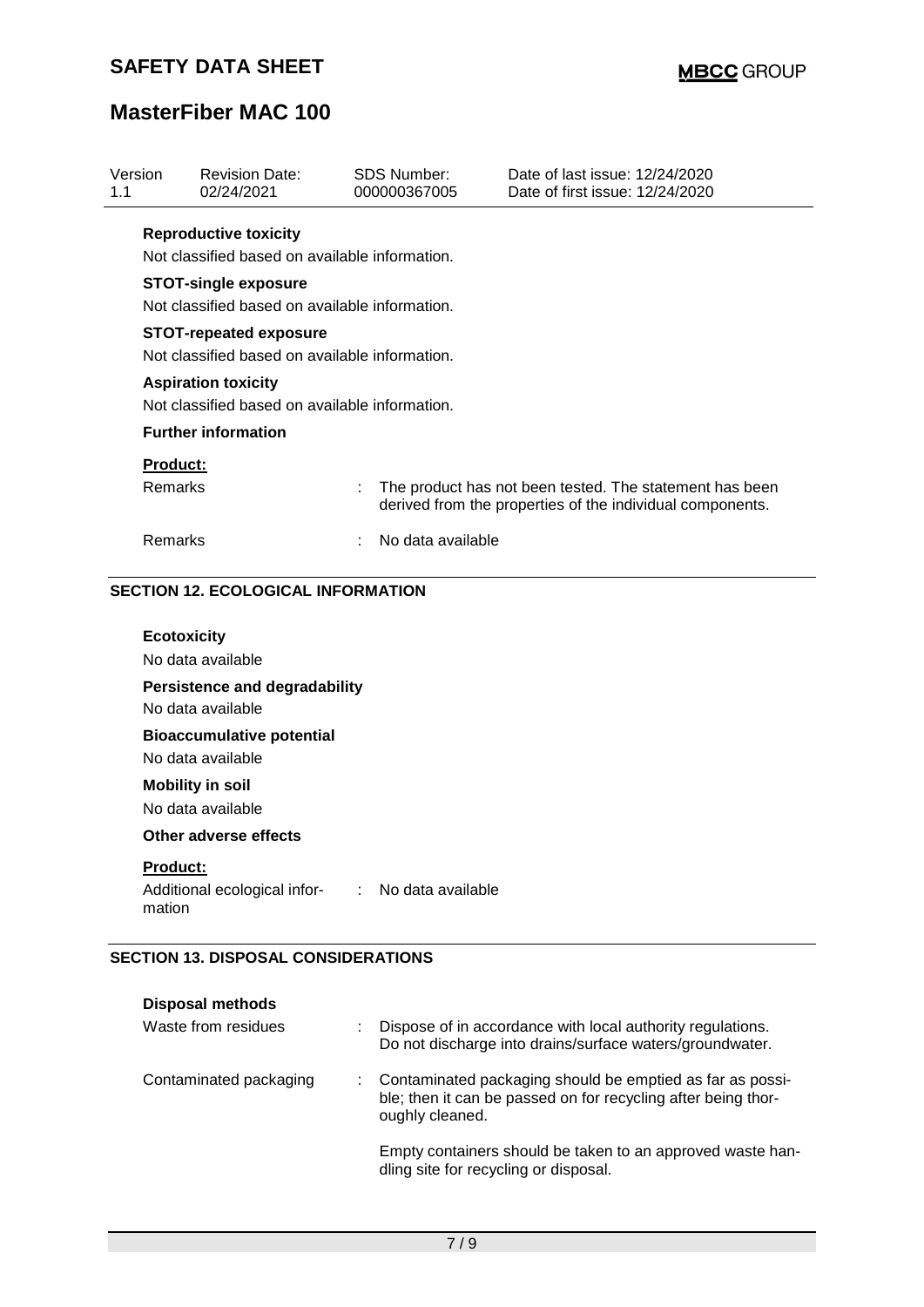**Reproductive toxicity**

Not classified based on available information.

**STOT-single exposure**

Not classified based on available information.

**STOT-repeated exposure**

Not classified based on available information.

**Aspiration toxicity**

Not classified based on available information.

**Further information**

**Product:**

| | | |
|---|---|---|
| Remarks | : | The product has not been tested. The statement has been derived from the properties of the individual components. |
| Remarks | : | No data available |

## SECTION 12. ECOLOGICAL INFORMATION

**Ecotoxicity**

No data available

**Persistence and degradability**

No data available

**Bioaccumulative potential**

No data available

**Mobility in soil**

No data available

**Other adverse effects**

**Product:**

| | | |
|---|---|---|
| Additional ecological information | : | No data available |

## SECTION 13. DISPOSAL CONSIDERATIONS

**Disposal methods**

| | | |
|---|---|---|
| Waste from residues | : | Dispose of in accordance with local authority regulations. Do not discharge into drains/surface waters/groundwater. |
| Contaminated packaging | : | Contaminated packaging should be emptied as far as possible; then it can be passed on for recycling after being thoroughly cleaned. |
| | | Empty containers should be taken to an approved waste handling site for recycling or disposal. |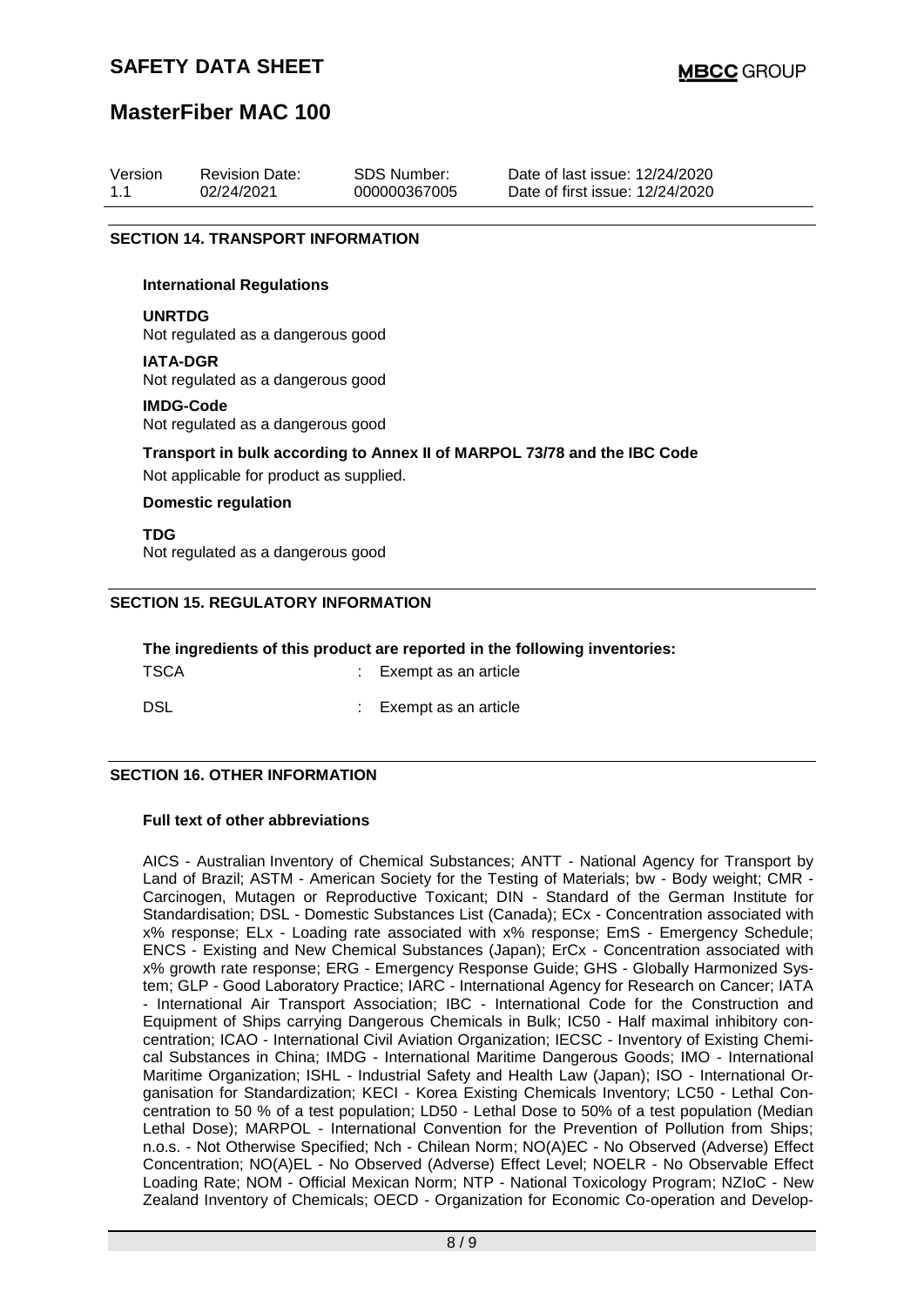| Version | Revision Date: | SDS Number: | Date of last issue: 12/24/2020 |
| --- | --- | --- | --- |
| 1.1 | 02/24/2021 | 000000367005 | Date of first issue: 12/24/2020 |

## SECTION 14. TRANSPORT INFORMATION

**International Regulations**

**UNRTDG**
Not regulated as a dangerous good

**IATA-DGR**
Not regulated as a dangerous good

**IMDG-Code**
Not regulated as a dangerous good

**Transport in bulk according to Annex II of MARPOL 73/78 and the IBC Code**
Not applicable for product as supplied.

**Domestic regulation**

**TDG**
Not regulated as a dangerous good

## SECTION 15. REGULATORY INFORMATION

**The ingredients of this product are reported in the following inventories:**

TSCA : Exempt as an article

DSL : Exempt as an article

## SECTION 16. OTHER INFORMATION

**Full text of other abbreviations**

AICS - Australian Inventory of Chemical Substances; ANTT - National Agency for Transport by Land of Brazil; ASTM - American Society for the Testing of Materials; bw - Body weight; CMR - Carcinogen, Mutagen or Reproductive Toxicant; DIN - Standard of the German Institute for Standardisation; DSL - Domestic Substances List (Canada); ECx - Concentration associated with x% response; ELx - Loading rate associated with x% response; EmS - Emergency Schedule; ENCS - Existing and New Chemical Substances (Japan); ErCx - Concentration associated with x% growth rate response; ERG - Emergency Response Guide; GHS - Globally Harmonized System; GLP - Good Laboratory Practice; IARC - International Agency for Research on Cancer; IATA - International Air Transport Association; IBC - International Code for the Construction and Equipment of Ships carrying Dangerous Chemicals in Bulk; IC50 - Half maximal inhibitory concentration; ICAO - International Civil Aviation Organization; IECSC - Inventory of Existing Chemical Substances in China; IMDG - International Maritime Dangerous Goods; IMO - International Maritime Organization; ISHL - Industrial Safety and Health Law (Japan); ISO - International Organisation for Standardization; KECI - Korea Existing Chemicals Inventory; LC50 - Lethal Concentration to 50 % of a test population; LD50 - Lethal Dose to 50% of a test population (Median Lethal Dose); MARPOL - International Convention for the Prevention of Pollution from Ships; n.o.s. - Not Otherwise Specified; Nch - Chilean Norm; NO(A)EC - No Observed (Adverse) Effect Concentration; NO(A)EL - No Observed (Adverse) Effect Level; NOELR - No Observable Effect Loading Rate; NOM - Official Mexican Norm; NTP - National Toxicology Program; NZIoC - New Zealand Inventory of Chemicals; OECD - Organization for Economic Co-operation and Develop-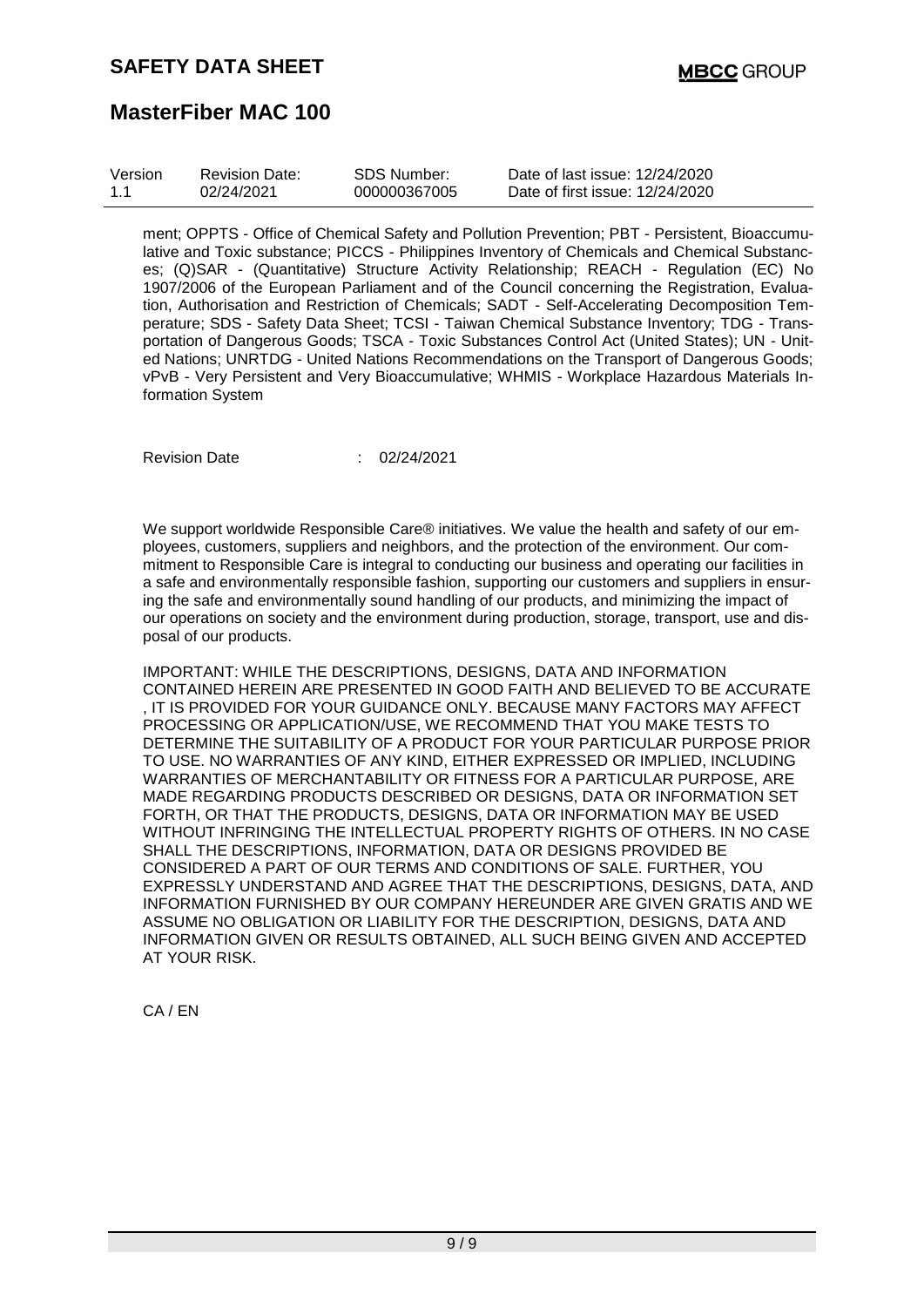ment; OPPTS - Office of Chemical Safety and Pollution Prevention; PBT - Persistent, Bioaccumulative and Toxic substance; PICCS - Philippines Inventory of Chemicals and Chemical Substances; (Q)SAR - (Quantitative) Structure Activity Relationship; REACH - Regulation (EC) No 1907/2006 of the European Parliament and of the Council concerning the Registration, Evaluation, Authorisation and Restriction of Chemicals; SADT - Self-Accelerating Decomposition Temperature; SDS - Safety Data Sheet; TCSI - Taiwan Chemical Substance Inventory; TDG - Transportation of Dangerous Goods; TSCA - Toxic Substances Control Act (United States); UN - United Nations; UNRTDG - United Nations Recommendations on the Transport of Dangerous Goods; vPvB - Very Persistent and Very Bioaccumulative; WHMIS - Workplace Hazardous Materials Information System

Revision Date : 02/24/2021

We support worldwide Responsible Care® initiatives. We value the health and safety of our employees, customers, suppliers and neighbors, and the protection of the environment. Our commitment to Responsible Care is integral to conducting our business and operating our facilities in a safe and environmentally responsible fashion, supporting our customers and suppliers in ensuring the safe and environmentally sound handling of our products, and minimizing the impact of our operations on society and the environment during production, storage, transport, use and disposal of our products.

IMPORTANT: WHILE THE DESCRIPTIONS, DESIGNS, DATA AND INFORMATION CONTAINED HEREIN ARE PRESENTED IN GOOD FAITH AND BELIEVED TO BE ACCURATE , IT IS PROVIDED FOR YOUR GUIDANCE ONLY. BECAUSE MANY FACTORS MAY AFFECT PROCESSING OR APPLICATION/USE, WE RECOMMEND THAT YOU MAKE TESTS TO DETERMINE THE SUITABILITY OF A PRODUCT FOR YOUR PARTICULAR PURPOSE PRIOR TO USE. NO WARRANTIES OF ANY KIND, EITHER EXPRESSED OR IMPLIED, INCLUDING WARRANTIES OF MERCHANTABILITY OR FITNESS FOR A PARTICULAR PURPOSE, ARE MADE REGARDING PRODUCTS DESCRIBED OR DESIGNS, DATA OR INFORMATION SET FORTH, OR THAT THE PRODUCTS, DESIGNS, DATA OR INFORMATION MAY BE USED WITHOUT INFRINGING THE INTELLECTUAL PROPERTY RIGHTS OF OTHERS. IN NO CASE SHALL THE DESCRIPTIONS, INFORMATION, DATA OR DESIGNS PROVIDED BE CONSIDERED A PART OF OUR TERMS AND CONDITIONS OF SALE. FURTHER, YOU EXPRESSLY UNDERSTAND AND AGREE THAT THE DESCRIPTIONS, DESIGNS, DATA, AND INFORMATION FURNISHED BY OUR COMPANY HEREUNDER ARE GIVEN GRATIS AND WE ASSUME NO OBLIGATION OR LIABILITY FOR THE DESCRIPTION, DESIGNS, DATA AND INFORMATION GIVEN OR RESULTS OBTAINED, ALL SUCH BEING GIVEN AND ACCEPTED AT YOUR RISK.

CA / EN